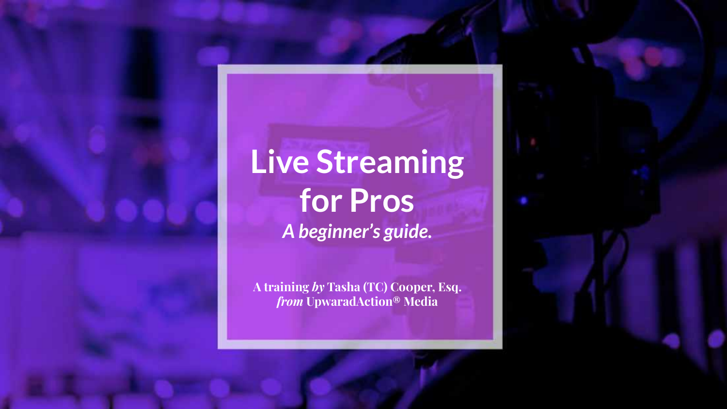# Live Streaming for Pros

***A beginner's guide.***

**A training *by* Tasha (TC) Cooper, Esq.**
***from* UpwaradAction® Media**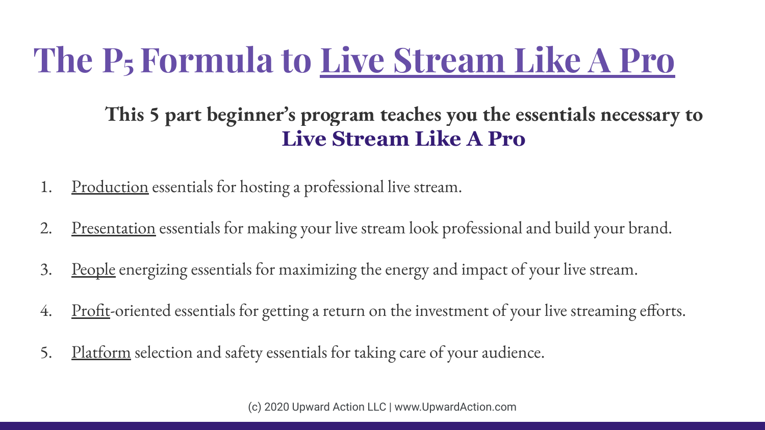# The $P_5$ Formula to Live Stream Like A Pro

**This 5 part beginner's program teaches you the essentials necessary to Live Stream Like A Pro**

1. Production essentials for hosting a professional live stream.
2. Presentation essentials for making your live stream look professional and build your brand.
3. People energizing essentials for maximizing the energy and impact of your live stream.
4. Profit-oriented essentials for getting a return on the investment of your live streaming efforts.
5. Platform selection and safety essentials for taking care of your audience.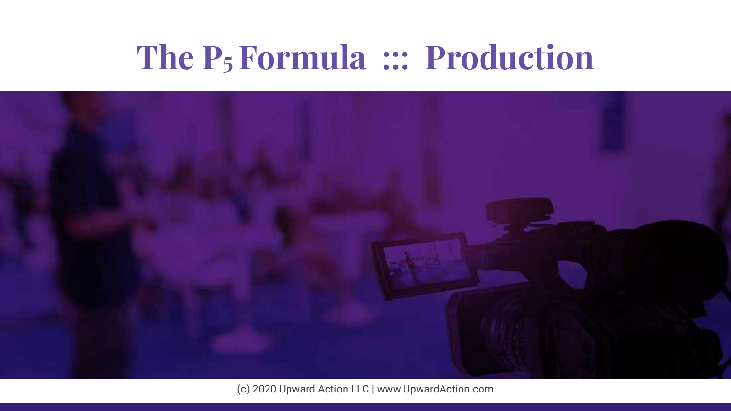# The $P_5$ Formula ::: Production

(c) 2020 Upward Action LLC | www.UpwardAction.com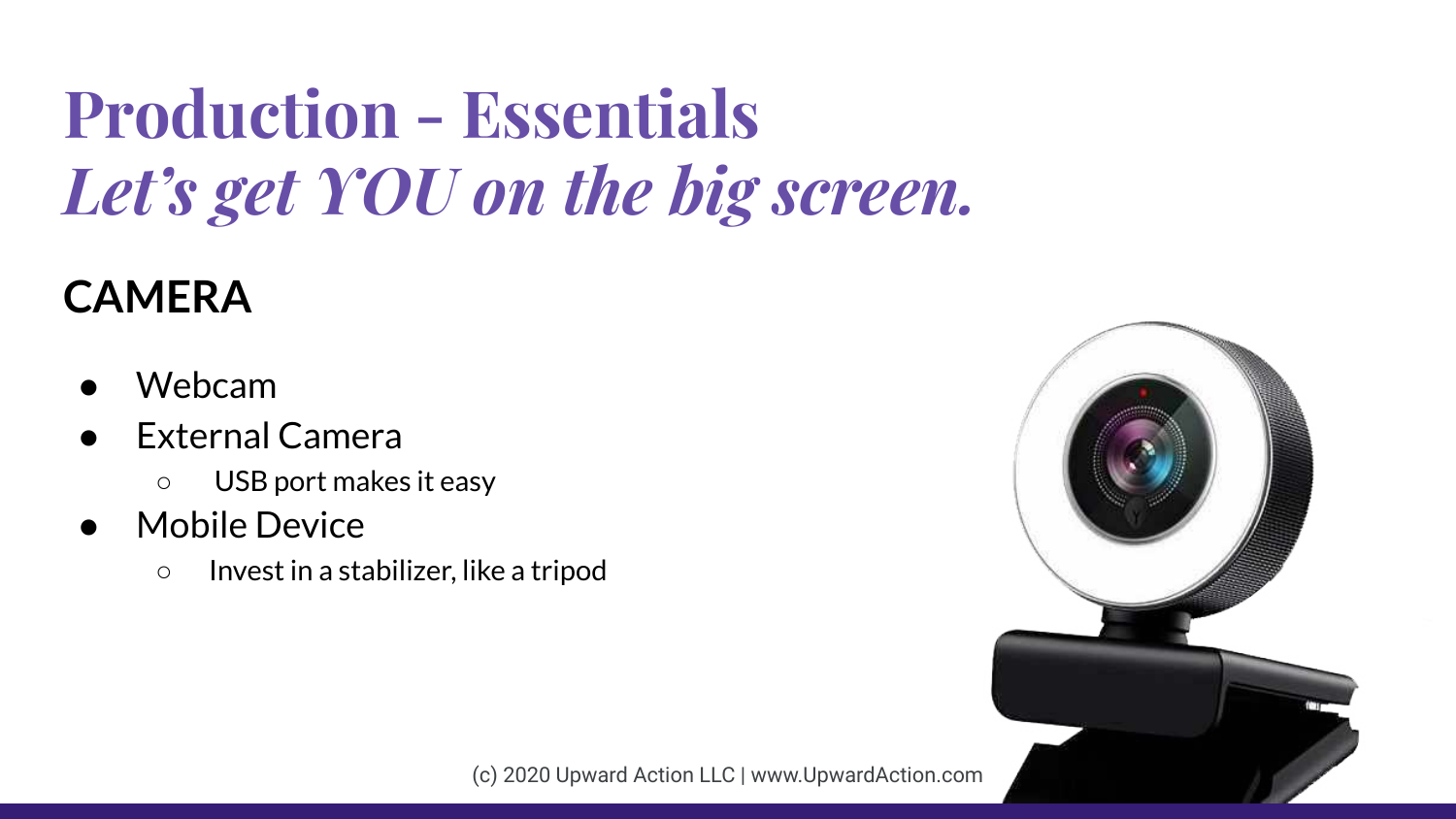# Production - Essentials
## *Let's get YOU on the big screen.*

### CAMERA

- Webcam
- External Camera
  - USB port makes it easy
- Mobile Device
  - Invest in a stabilizer, like a tripod

(c) 2020 Upward Action LLC | www.UpwardAction.com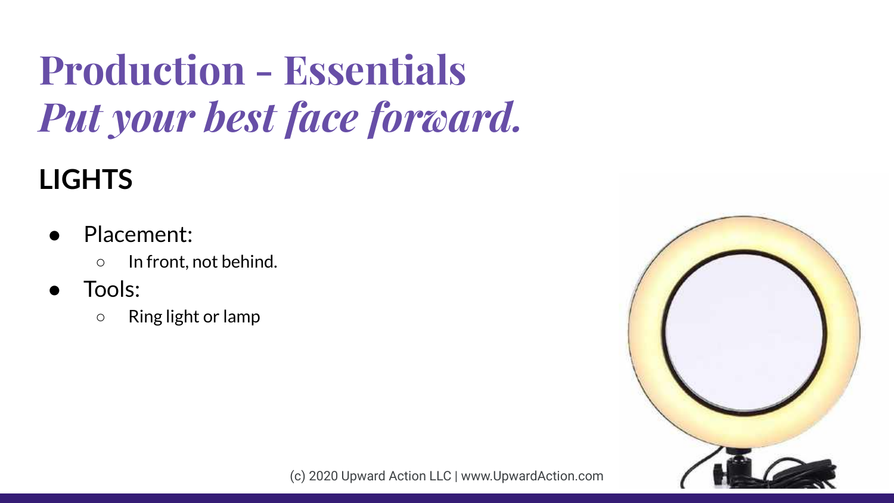# Production - Essentials
# *Put your best face forward.*

## LIGHTS

- Placement:
  - In front, not behind.
- Tools:
  - Ring light or lamp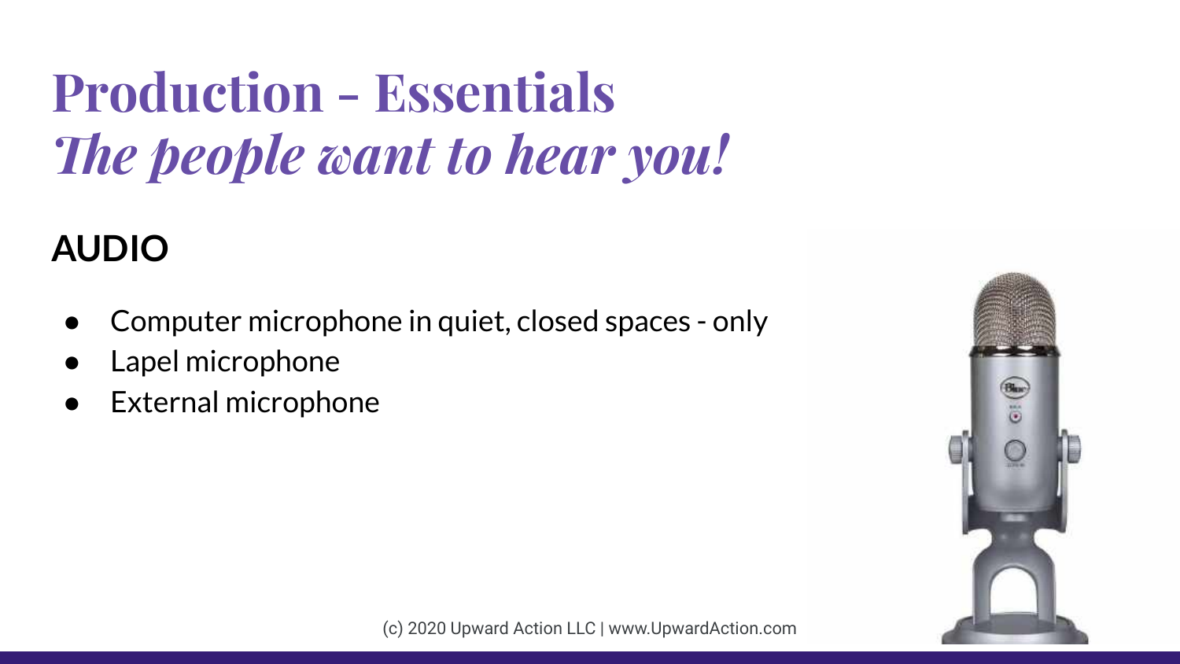# Production - Essentials
## *The people want to hear you!*

**AUDIO**

- Computer microphone in quiet, closed spaces - only
- Lapel microphone
- External microphone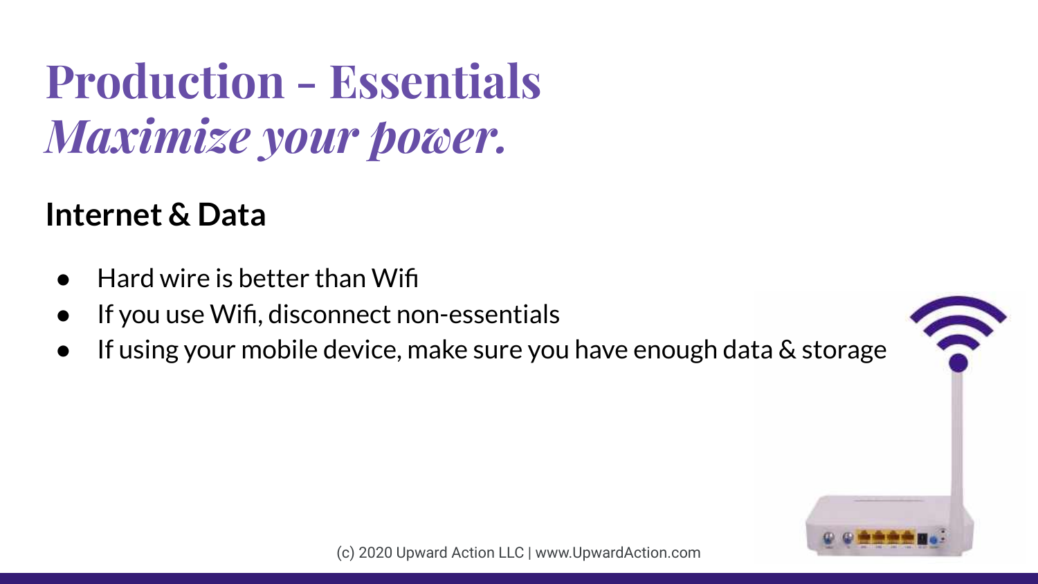# Production - Essentials
## *Maximize your power.*

### Internet & Data

- Hard wire is better than Wifi
- If you use Wifi, disconnect non-essentials
- If using your mobile device, make sure you have enough data & storage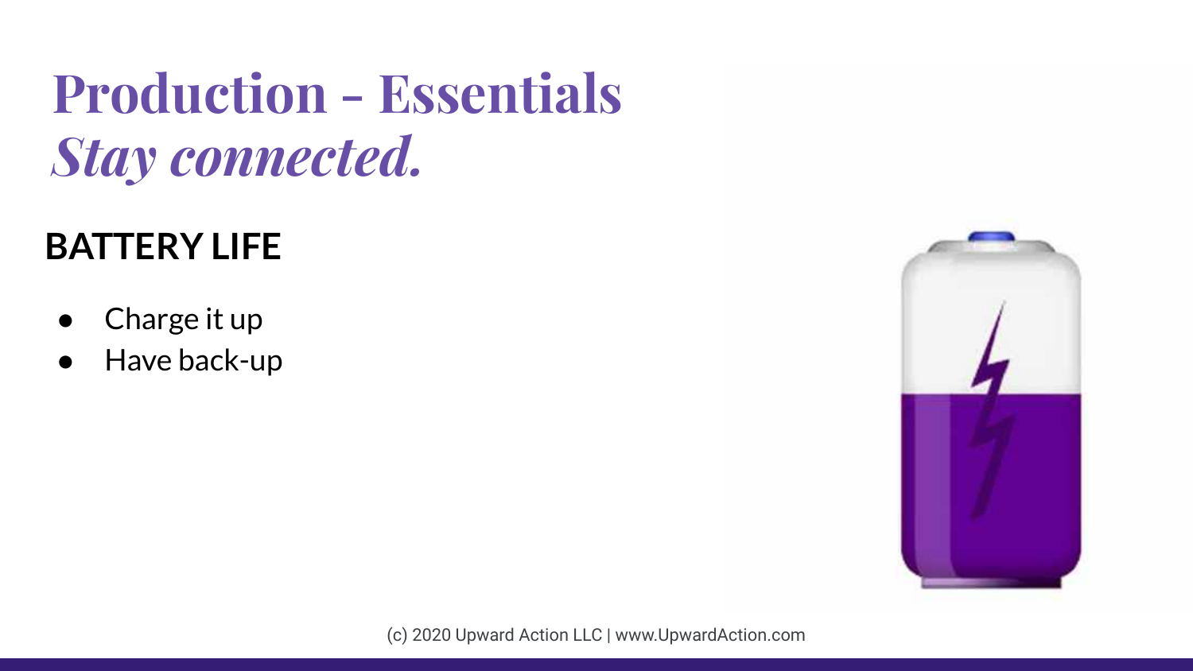# Production - Essentials
## *Stay connected.*

**BATTERY LIFE**

- Charge it up
- Have back-up

(c) 2020 Upward Action LLC | www.UpwardAction.com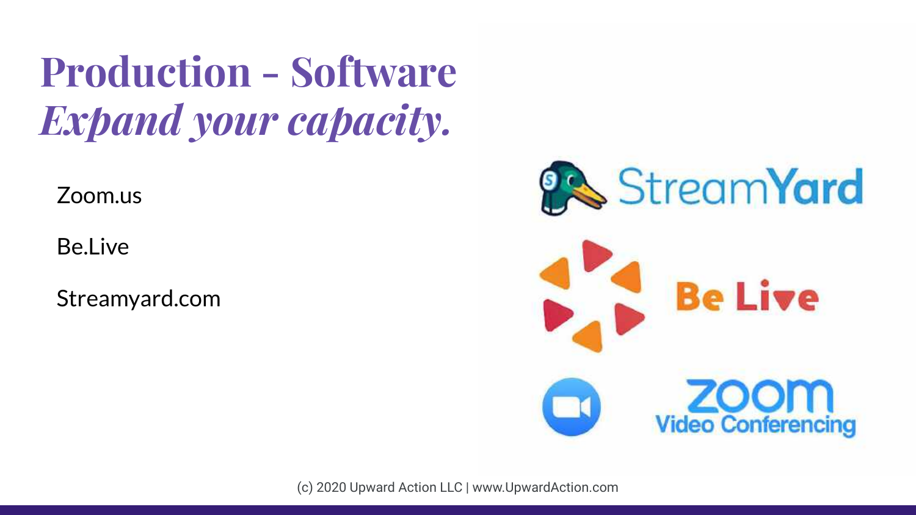# Production - Software
## *Expand your capacity.*

Zoom.us

Be.Live

Streamyard.com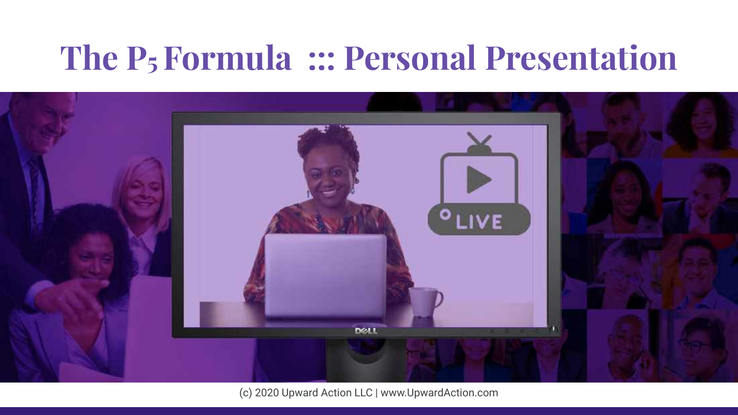# The $P_5$ Formula ::: Personal Presentation

(c) 2020 Upward Action LLC | www.UpwardAction.com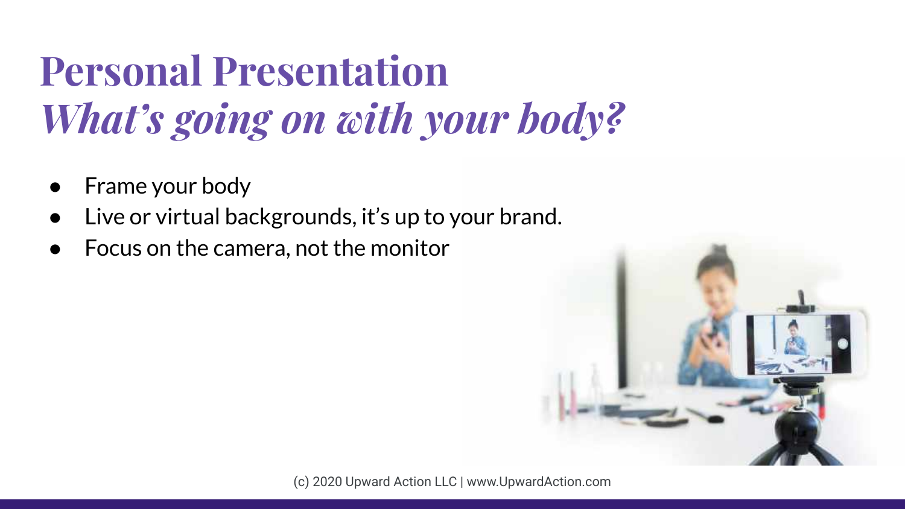# Personal Presentation
## *What's going on with your body?*

- Frame your body
- Live or virtual backgrounds, it's up to your brand.
- Focus on the camera, not the monitor

(c) 2020 Upward Action LLC | www.UpwardAction.com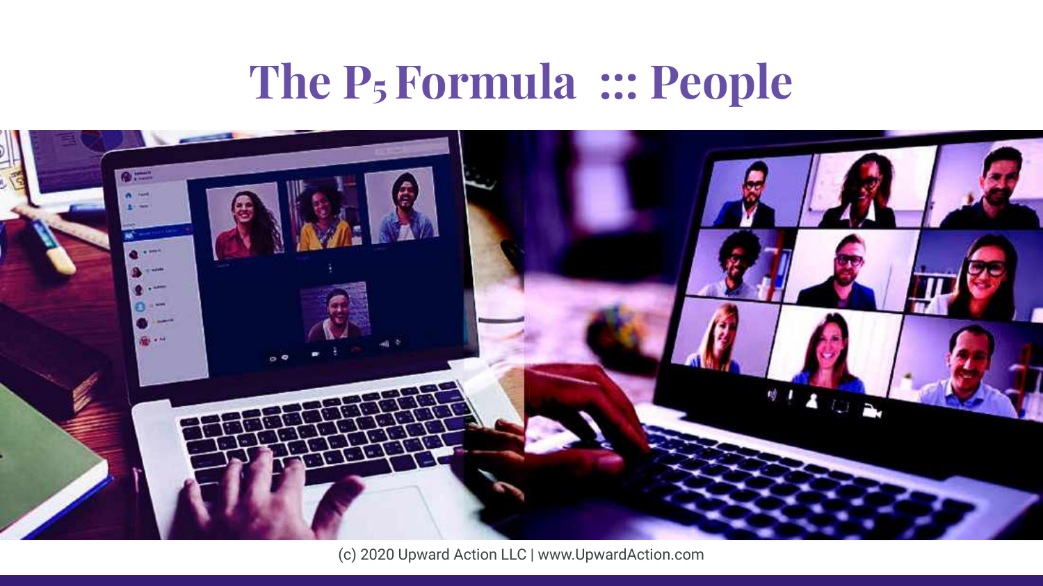# The $P_5$ Formula ::: People

(c) 2020 Upward Action LLC | www.UpwardAction.com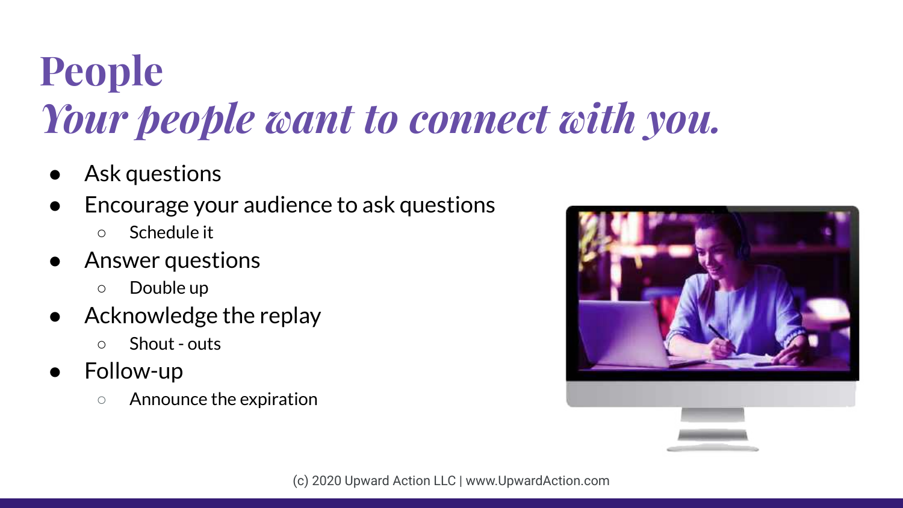# People

## *Your people want to connect with you.*

- Ask questions
- Encourage your audience to ask questions
  - Schedule it
- Answer questions
  - Double up
- Acknowledge the replay
  - Shout - outs
- Follow-up
  - Announce the expiration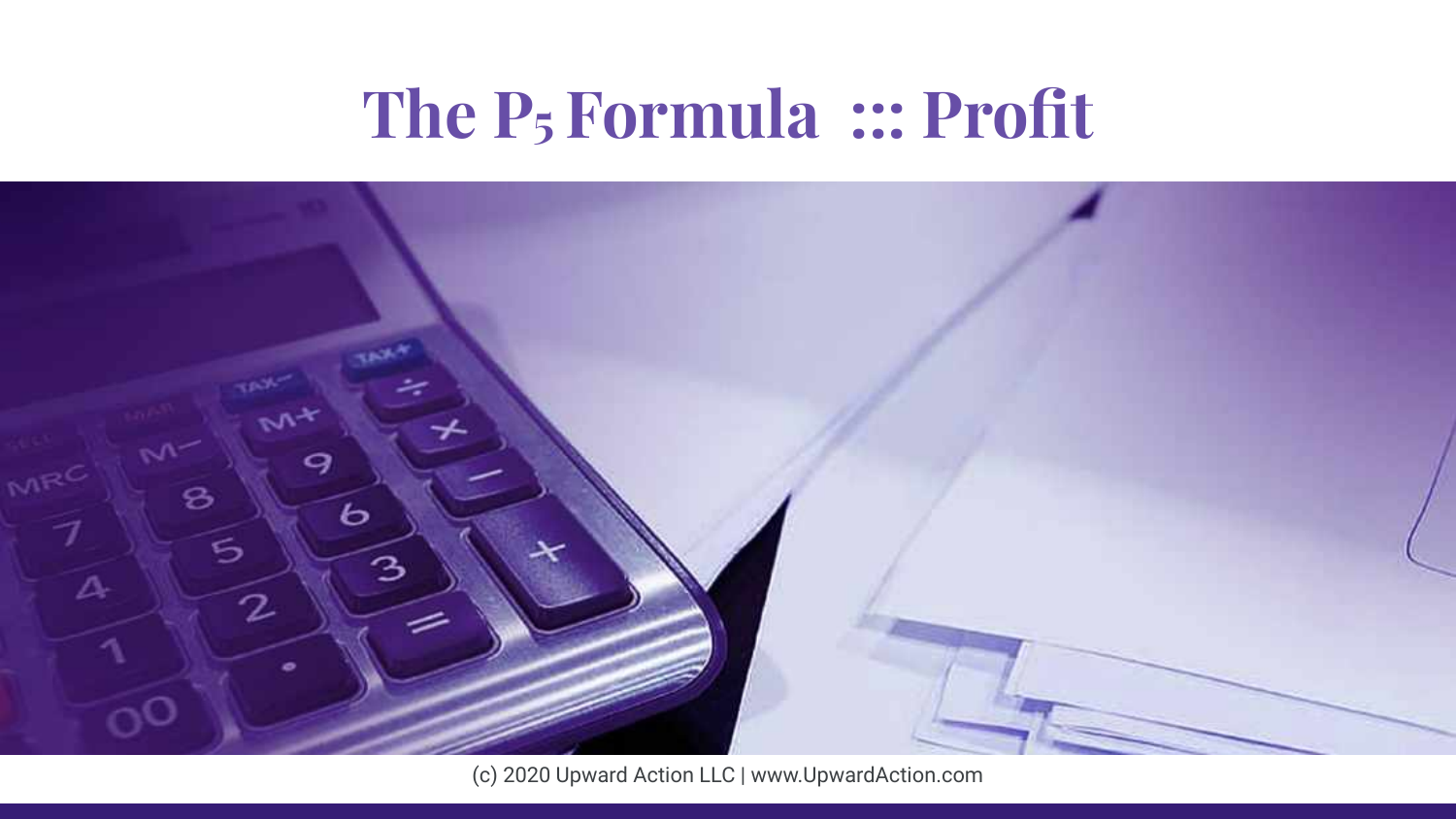# The $P_5$ Formula ::: Profit

(c) 2020 Upward Action LLC | www.UpwardAction.com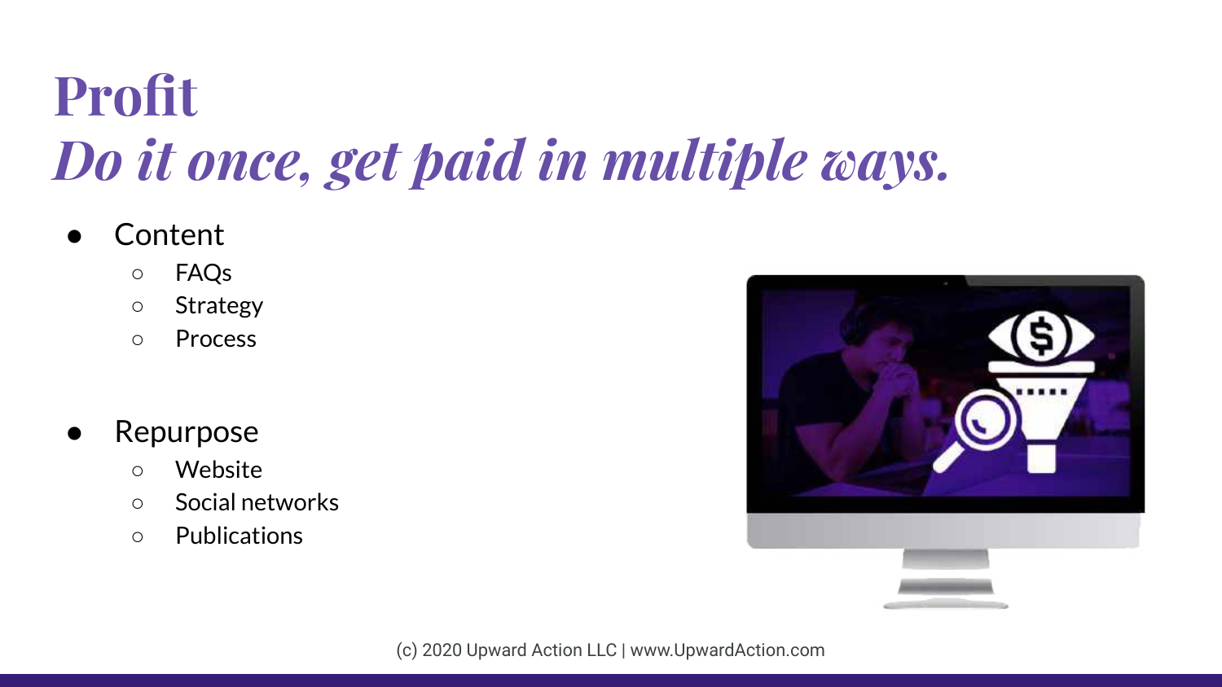# Profit
## *Do it once, get paid in multiple ways.*

- Content
  - FAQs
  - Strategy
  - Process

- Repurpose
  - Website
  - Social networks
  - Publications

(c) 2020 Upward Action LLC | www.UpwardAction.com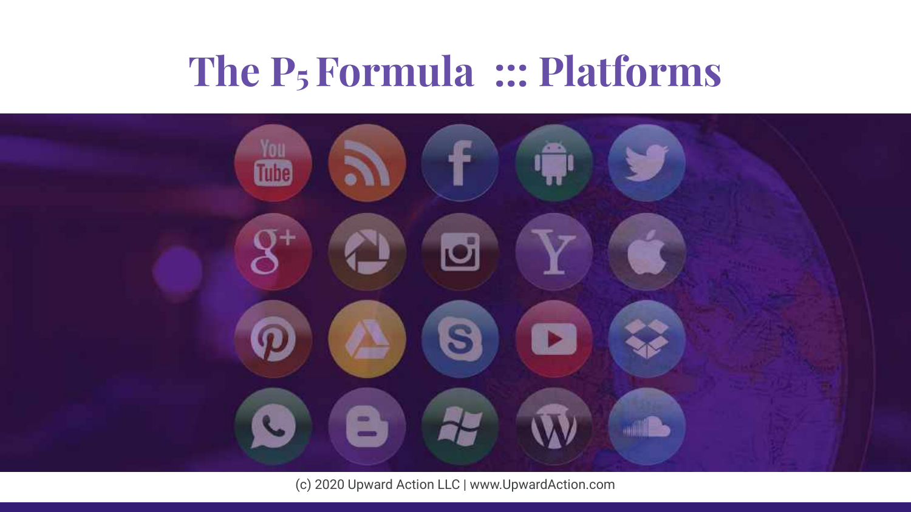# The $P_5$ Formula ::: Platforms

(c) 2020 Upward Action LLC | www.UpwardAction.com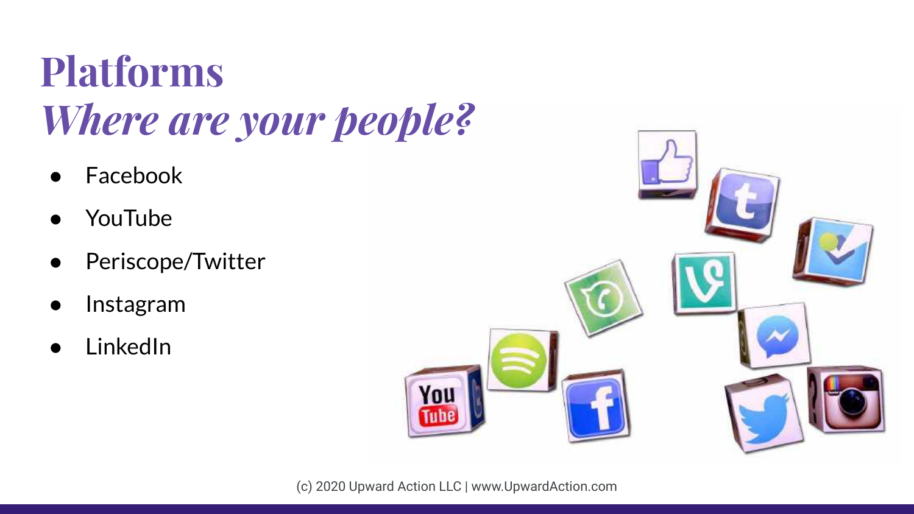# Platforms
## *Where are your people?*

- Facebook
- YouTube
- Periscope/Twitter
- Instagram
- LinkedIn

(c) 2020 Upward Action LLC | www.UpwardAction.com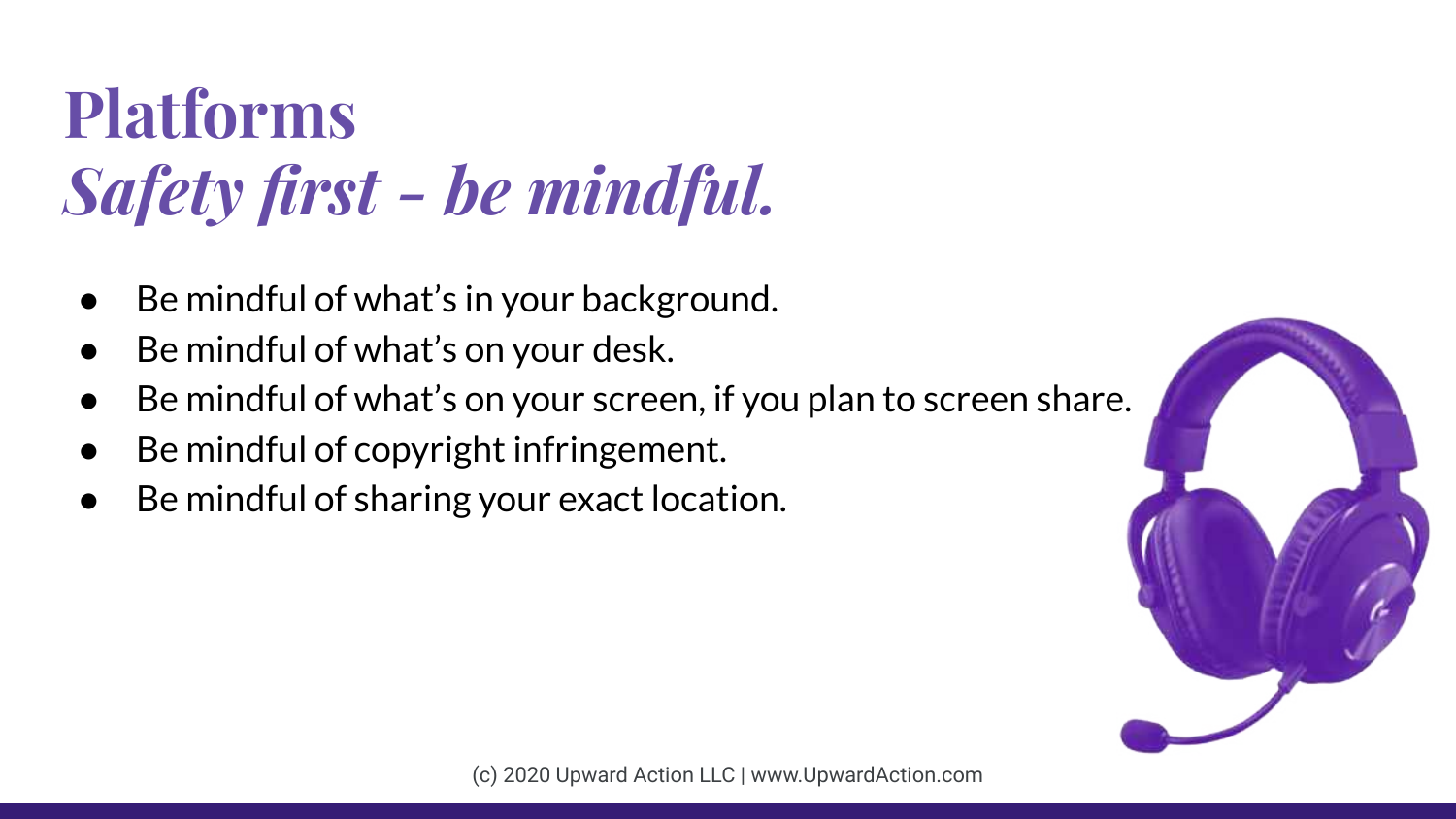# Platforms
## *Safety first - be mindful.*

- Be mindful of what's in your background.
- Be mindful of what's on your desk.
- Be mindful of what's on your screen, if you plan to screen share.
- Be mindful of copyright infringement.
- Be mindful of sharing your exact location.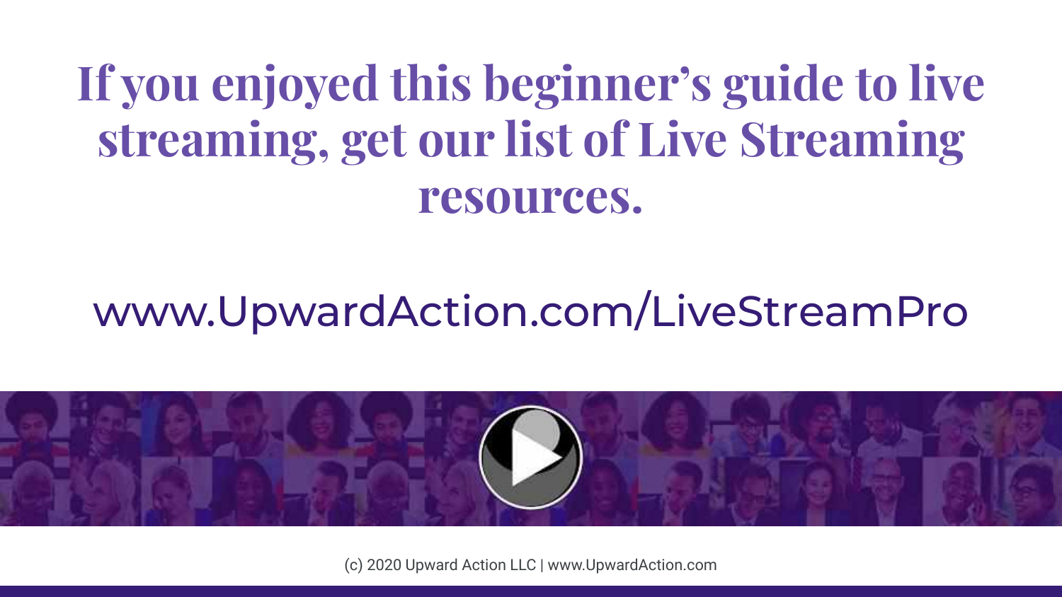# If you enjoyed this beginner's guide to live streaming, get our list of Live Streaming resources.

www.UpwardAction.com/LiveStreamPro

(c) 2020 Upward Action LLC | www.UpwardAction.com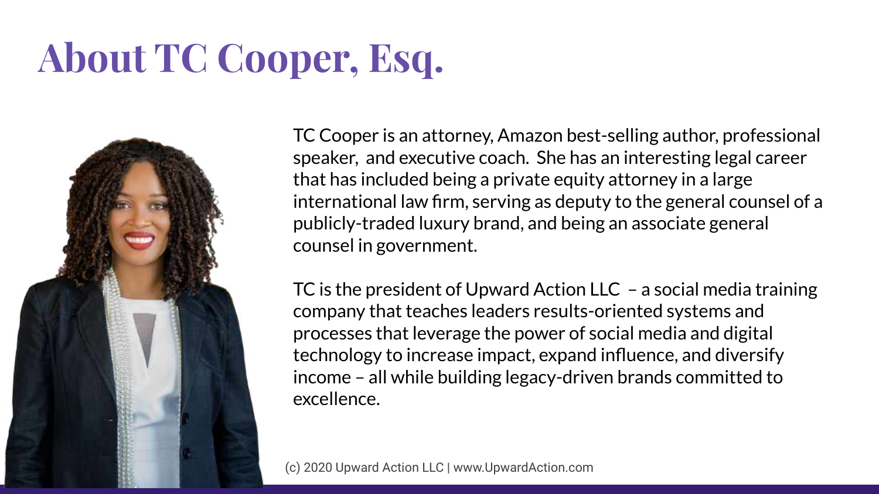# About TC Cooper, Esq.

TC Cooper is an attorney, Amazon best-selling author, professional speaker, and executive coach. She has an interesting legal career that has included being a private equity attorney in a large international law firm, serving as deputy to the general counsel of a publicly-traded luxury brand, and being an associate general counsel in government.

TC is the president of Upward Action LLC – a social media training company that teaches leaders results-oriented systems and processes that leverage the power of social media and digital technology to increase impact, expand influence, and diversify income – all while building legacy-driven brands committed to excellence.

(c) 2020 Upward Action LLC | www.UpwardAction.com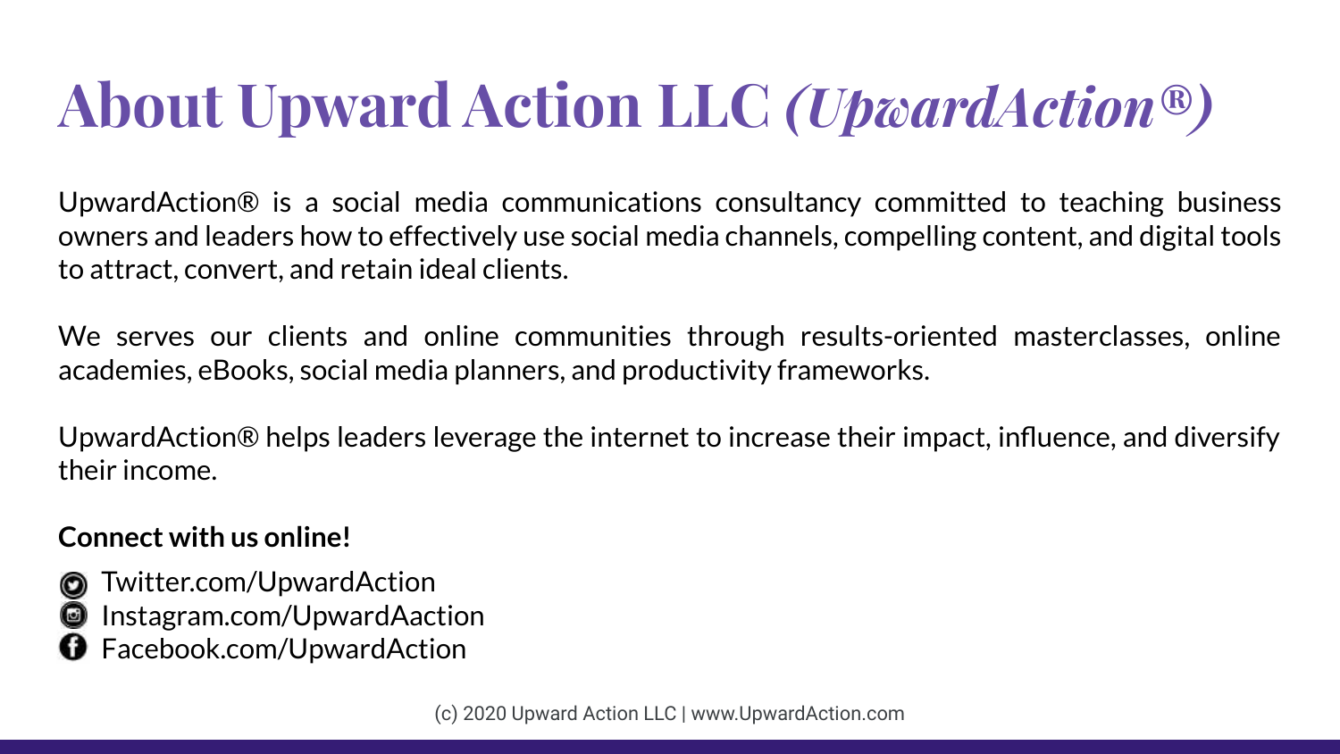# About Upward Action LLC *(UpwardAction®)*

UpwardAction® is a social media communications consultancy committed to teaching business owners and leaders how to effectively use social media channels, compelling content, and digital tools to attract, convert, and retain ideal clients.

We serves our clients and online communities through results-oriented masterclasses, online academies, eBooks, social media planners, and productivity frameworks.

UpwardAction® helps leaders leverage the internet to increase their impact, influence, and diversify their income.

**Connect with us online!**

- Twitter.com/UpwardAction
- Instagram.com/UpwardAaction
- Facebook.com/UpwardAction

(c) 2020 Upward Action LLC | www.UpwardAction.com